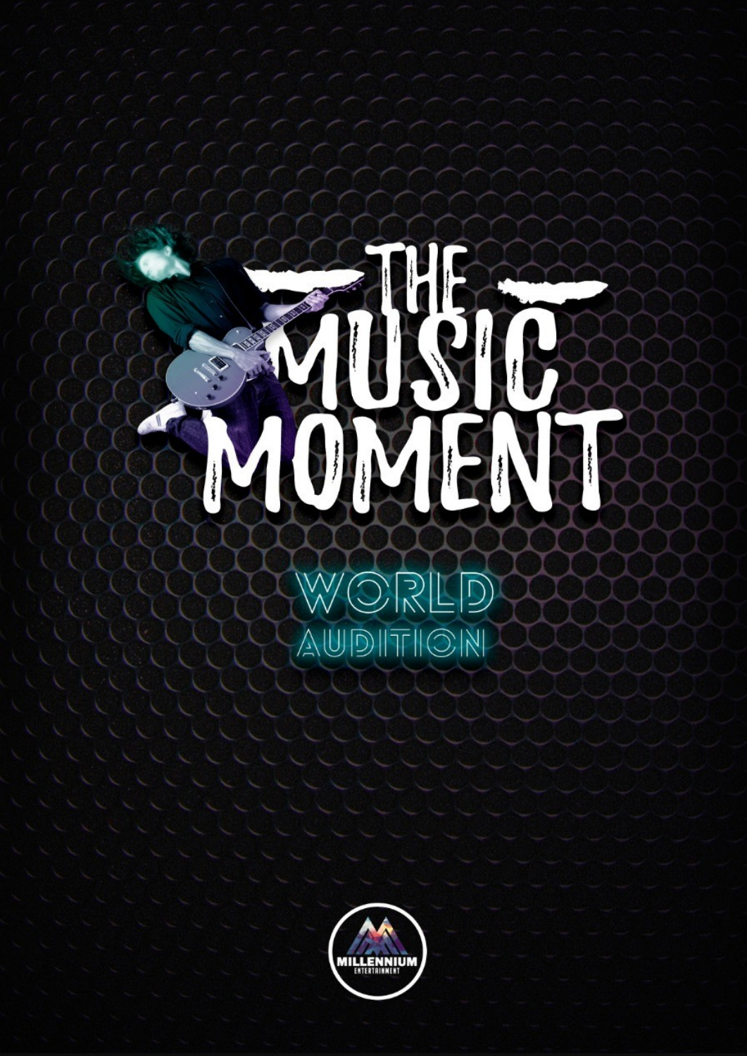# THE MUSIC MOMENT

## WORLD AUDITION

MILLENNIUM ENTERTAINMENT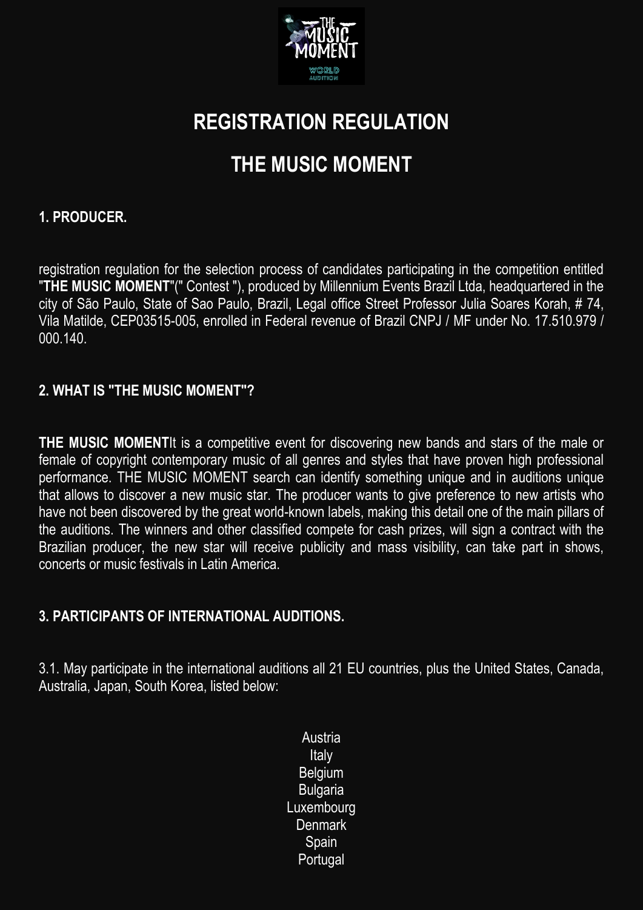# REGISTRATION REGULATION

# THE MUSIC MOMENT

## 1. PRODUCER.

registration regulation for the selection process of candidates participating in the competition entitled "**THE MUSIC MOMENT**"(" Contest "), produced by Millennium Events Brazil Ltda, headquartered in the city of São Paulo, State of Sao Paulo, Brazil, Legal office Street Professor Julia Soares Korah, # 74, Vila Matilde, CEP03515-005, enrolled in Federal revenue of Brazil CNPJ / MF under No. 17.510.979 / 000.140.

## 2. WHAT IS "THE MUSIC MOMENT"?

**THE MUSIC MOMENT**It is a competitive event for discovering new bands and stars of the male or female of copyright contemporary music of all genres and styles that have proven high professional performance. THE MUSIC MOMENT search can identify something unique and in auditions unique that allows to discover a new music star. The producer wants to give preference to new artists who have not been discovered by the great world-known labels, making this detail one of the main pillars of the auditions. The winners and other classified compete for cash prizes, will sign a contract with the Brazilian producer, the new star will receive publicity and mass visibility, can take part in shows, concerts or music festivals in Latin America.

## 3. PARTICIPANTS OF INTERNATIONAL AUDITIONS.

3.1. May participate in the international auditions all 21 EU countries, plus the United States, Canada, Australia, Japan, South Korea, listed below:

Austria
Italy
Belgium
Bulgaria
Luxembourg
Denmark
Spain
Portugal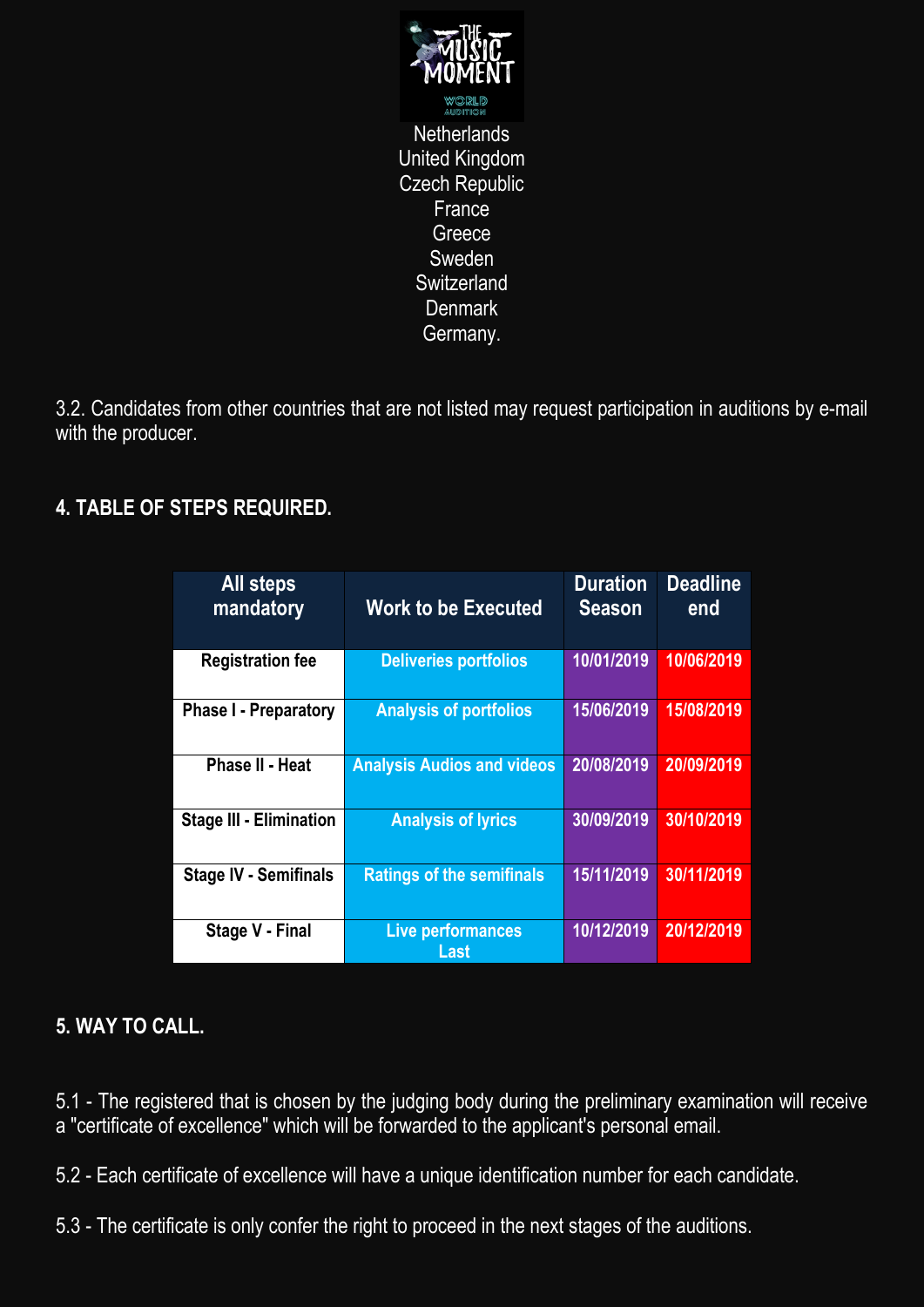Netherlands
United Kingdom
Czech Republic
France
Greece
Sweden
Switzerland
Denmark
Germany.

3.2. Candidates from other countries that are not listed may request participation in auditions by e-mail with the producer.

## 4. TABLE OF STEPS REQUIRED.

| All steps mandatory | Work to be Executed | Duration Season | Deadline end |
|---|---|---|---|
| Registration fee | Deliveries portfolios | 10/01/2019 | 10/06/2019 |
| Phase I - Preparatory | Analysis of portfolios | 15/06/2019 | 15/08/2019 |
| Phase II - Heat | Analysis Audios and videos | 20/08/2019 | 20/09/2019 |
| Stage III - Elimination | Analysis of lyrics | 30/09/2019 | 30/10/2019 |
| Stage IV - Semifinals | Ratings of the semifinals | 15/11/2019 | 30/11/2019 |
| Stage V - Final | Live performances Last | 10/12/2019 | 20/12/2019 |

## 5. WAY TO CALL.

5.1 - The registered that is chosen by the judging body during the preliminary examination will receive a "certificate of excellence" which will be forwarded to the applicant's personal email.

5.2 - Each certificate of excellence will have a unique identification number for each candidate.

5.3 - The certificate is only confer the right to proceed in the next stages of the auditions.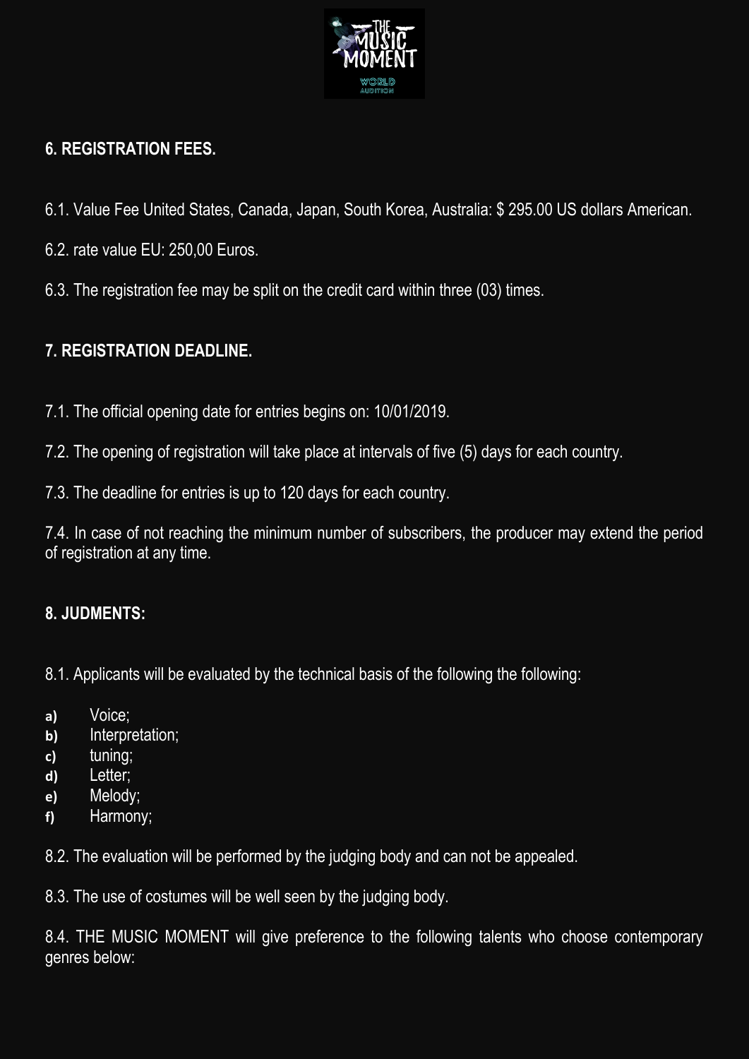## 6. REGISTRATION FEES.

6.1. Value Fee United States, Canada, Japan, South Korea, Australia: $ 295.00 US dollars American.

6.2. rate value EU: 250,00 Euros.

6.3. The registration fee may be split on the credit card within three (03) times.

## 7. REGISTRATION DEADLINE.

7.1. The official opening date for entries begins on: 10/01/2019.

7.2. The opening of registration will take place at intervals of five (5) days for each country.

7.3. The deadline for entries is up to 120 days for each country.

7.4. In case of not reaching the minimum number of subscribers, the producer may extend the period of registration at any time.

## 8. JUDMENTS:

8.1. Applicants will be evaluated by the technical basis of the following the following:

- **a)** Voice;
- **b)** Interpretation;
- **c)** tuning;
- **d)** Letter;
- **e)** Melody;
- **f)** Harmony;

8.2. The evaluation will be performed by the judging body and can not be appealed.

8.3. The use of costumes will be well seen by the judging body.

8.4. THE MUSIC MOMENT will give preference to the following talents who choose contemporary genres below: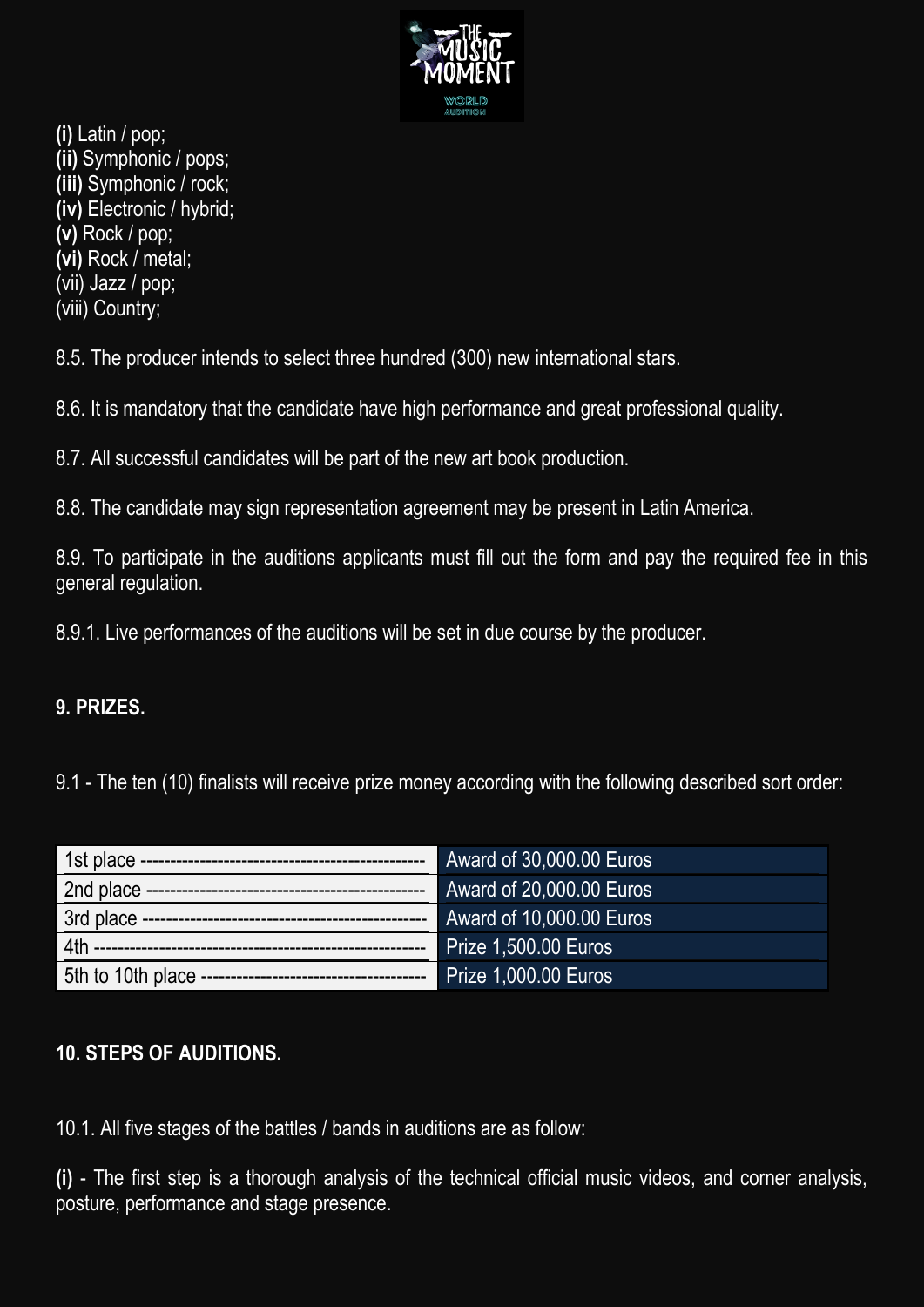**(i)** Latin / pop;
**(ii)** Symphonic / pops;
**(iii)** Symphonic / rock;
**(iv)** Electronic / hybrid;
**(v)** Rock / pop;
**(vi)** Rock / metal;
(vii) Jazz / pop;
(viii) Country;

8.5. The producer intends to select three hundred (300) new international stars.

8.6. It is mandatory that the candidate have high performance and great professional quality.

8.7. All successful candidates will be part of the new art book production.

8.8. The candidate may sign representation agreement may be present in Latin America.

8.9. To participate in the auditions applicants must fill out the form and pay the required fee in this general regulation.

8.9.1. Live performances of the auditions will be set in due course by the producer.

## 9. PRIZES.

9.1 - The ten (10) finalists will receive prize money according with the following described sort order:

| | |
|---|---|
| 1st place ------------------------------------------------ | Award of 30,000.00 Euros |
| 2nd place ----------------------------------------------- | Award of 20,000.00 Euros |
| 3rd place ------------------------------------------------ | Award of 10,000.00 Euros |
| 4th ------------------------------------------------------- | Prize 1,500.00 Euros |
| 5th to 10th place ------------------------------------- | Prize 1,000.00 Euros |

## 10. STEPS OF AUDITIONS.

10.1. All five stages of the battles / bands in auditions are as follow:

**(i)** - The first step is a thorough analysis of the technical official music videos, and corner analysis, posture, performance and stage presence.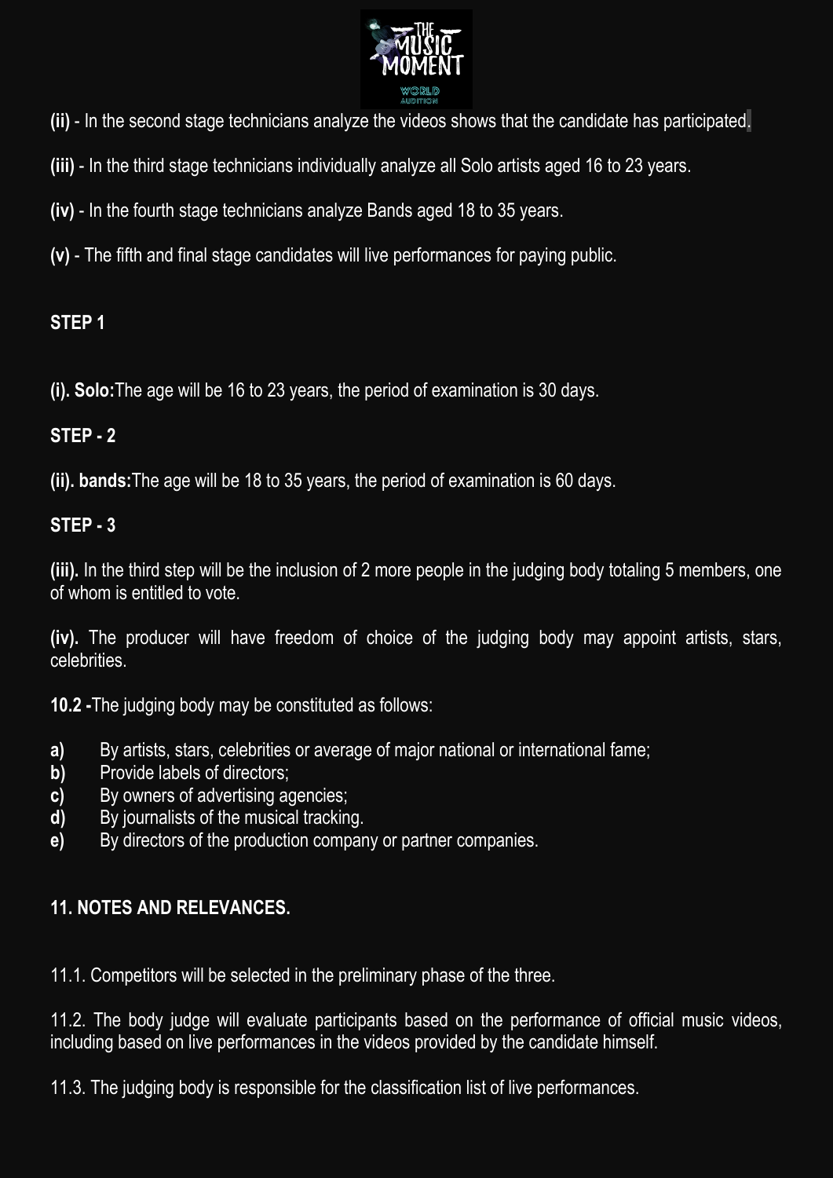**(ii)** - In the second stage technicians analyze the videos shows that the candidate has participated.

**(iii)** - In the third stage technicians individually analyze all Solo artists aged 16 to 23 years.

**(iv)** - In the fourth stage technicians analyze Bands aged 18 to 35 years.

**(v)** - The fifth and final stage candidates will live performances for paying public.

**STEP 1**

**(i). Solo:** The age will be 16 to 23 years, the period of examination is 30 days.

**STEP - 2**

**(ii). bands:** The age will be 18 to 35 years, the period of examination is 60 days.

**STEP - 3**

**(iii).** In the third step will be the inclusion of 2 more people in the judging body totaling 5 members, one of whom is entitled to vote.

**(iv).** The producer will have freedom of choice of the judging body may appoint artists, stars, celebrities.

**10.2 -** The judging body may be constituted as follows:

**a)** By artists, stars, celebrities or average of major national or international fame;
**b)** Provide labels of directors;
**c)** By owners of advertising agencies;
**d)** By journalists of the musical tracking.
**e)** By directors of the production company or partner companies.

**11. NOTES AND RELEVANCES.**

11.1. Competitors will be selected in the preliminary phase of the three.

11.2. The body judge will evaluate participants based on the performance of official music videos, including based on live performances in the videos provided by the candidate himself.

11.3. The judging body is responsible for the classification list of live performances.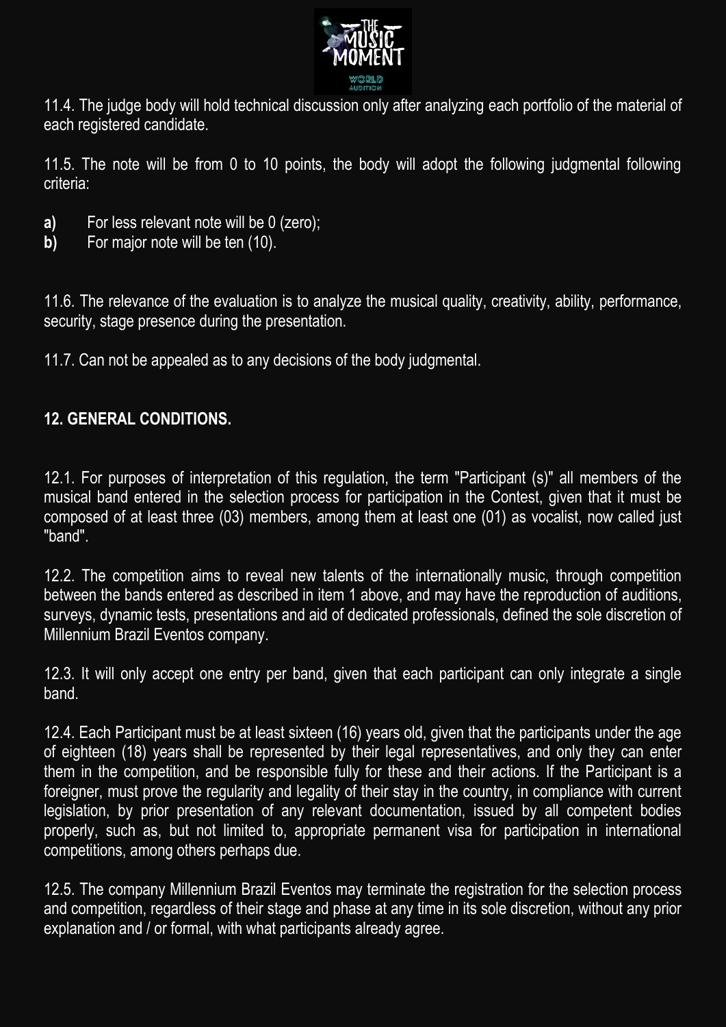11.4. The judge body will hold technical discussion only after analyzing each portfolio of the material of each registered candidate.

11.5. The note will be from 0 to 10 points, the body will adopt the following judgmental following criteria:

**a)** For less relevant note will be 0 (zero);
**b)** For major note will be ten (10).

11.6. The relevance of the evaluation is to analyze the musical quality, creativity, ability, performance, security, stage presence during the presentation.

11.7. Can not be appealed as to any decisions of the body judgmental.

## 12. GENERAL CONDITIONS.

12.1. For purposes of interpretation of this regulation, the term "Participant (s)" all members of the musical band entered in the selection process for participation in the Contest, given that it must be composed of at least three (03) members, among them at least one (01) as vocalist, now called just "band".

12.2. The competition aims to reveal new talents of the internationally music, through competition between the bands entered as described in item 1 above, and may have the reproduction of auditions, surveys, dynamic tests, presentations and aid of dedicated professionals, defined the sole discretion of Millennium Brazil Eventos company.

12.3. It will only accept one entry per band, given that each participant can only integrate a single band.

12.4. Each Participant must be at least sixteen (16) years old, given that the participants under the age of eighteen (18) years shall be represented by their legal representatives, and only they can enter them in the competition, and be responsible fully for these and their actions. If the Participant is a foreigner, must prove the regularity and legality of their stay in the country, in compliance with current legislation, by prior presentation of any relevant documentation, issued by all competent bodies properly, such as, but not limited to, appropriate permanent visa for participation in international competitions, among others perhaps due.

12.5. The company Millennium Brazil Eventos may terminate the registration for the selection process and competition, regardless of their stage and phase at any time in its sole discretion, without any prior explanation and / or formal, with what participants already agree.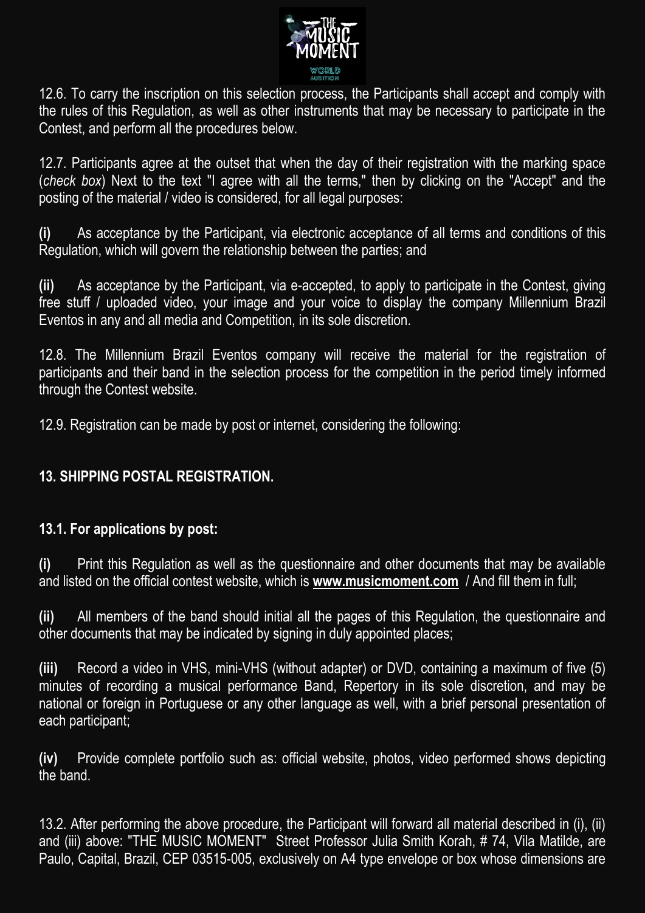12.6. To carry the inscription on this selection process, the Participants shall accept and comply with the rules of this Regulation, as well as other instruments that may be necessary to participate in the Contest, and perform all the procedures below.

12.7. Participants agree at the outset that when the day of their registration with the marking space (*check box*) Next to the text "I agree with all the terms," then by clicking on the "Accept" and the posting of the material / video is considered, for all legal purposes:

**(i)** As acceptance by the Participant, via electronic acceptance of all terms and conditions of this Regulation, which will govern the relationship between the parties; and

**(ii)** As acceptance by the Participant, via e-accepted, to apply to participate in the Contest, giving free stuff / uploaded video, your image and your voice to display the company Millennium Brazil Eventos in any and all media and Competition, in its sole discretion.

12.8. The Millennium Brazil Eventos company will receive the material for the registration of participants and their band in the selection process for the competition in the period timely informed through the Contest website.

12.9. Registration can be made by post or internet, considering the following:

## 13. SHIPPING POSTAL REGISTRATION.

### 13.1. For applications by post:

**(i)** Print this Regulation as well as the questionnaire and other documents that may be available and listed on the official contest website, which is **www.musicmoment.com** / And fill them in full;

**(ii)** All members of the band should initial all the pages of this Regulation, the questionnaire and other documents that may be indicated by signing in duly appointed places;

**(iii)** Record a video in VHS, mini-VHS (without adapter) or DVD, containing a maximum of five (5) minutes of recording a musical performance Band, Repertory in its sole discretion, and may be national or foreign in Portuguese or any other language as well, with a brief personal presentation of each participant;

**(iv)** Provide complete portfolio such as: official website, photos, video performed shows depicting the band.

13.2. After performing the above procedure, the Participant will forward all material described in (i), (ii) and (iii) above: "THE MUSIC MOMENT" Street Professor Julia Smith Korah, # 74, Vila Matilde, are Paulo, Capital, Brazil, CEP 03515-005, exclusively on A4 type envelope or box whose dimensions are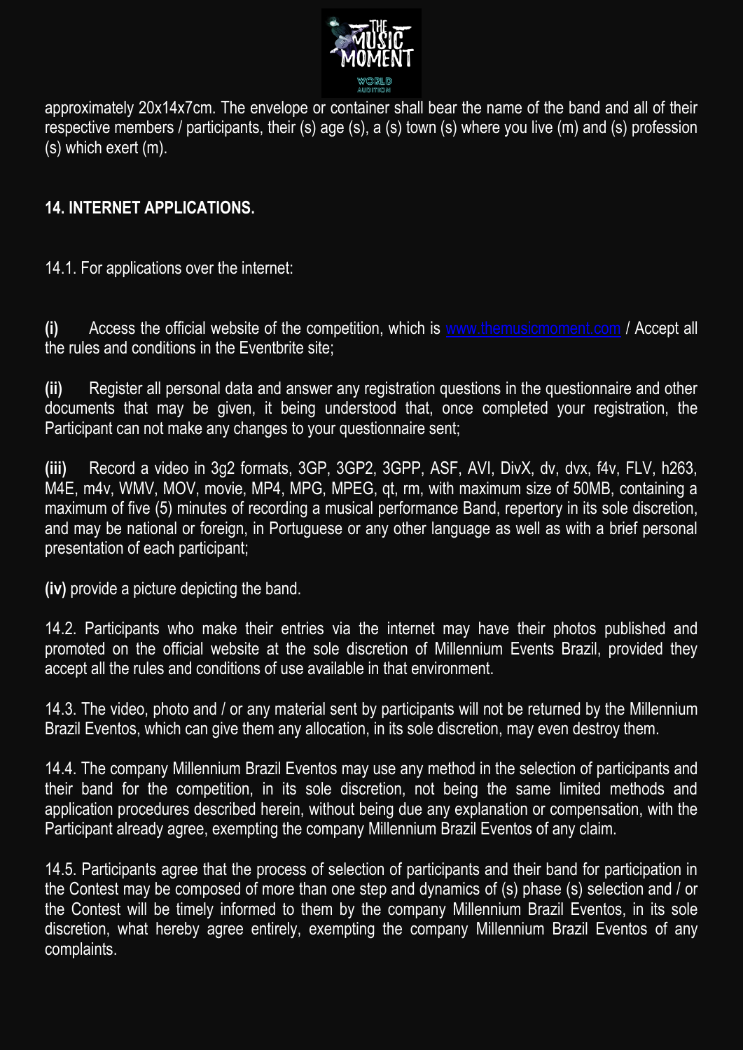approximately 20x14x7cm. The envelope or container shall bear the name of the band and all of their respective members / participants, their (s) age (s), a (s) town (s) where you live (m) and (s) profession (s) which exert (m).

## 14. INTERNET APPLICATIONS.

14.1. For applications over the internet:

**(i)** Access the official website of the competition, which is www.themusicmoment.com / Accept all the rules and conditions in the Eventbrite site;

**(ii)** Register all personal data and answer any registration questions in the questionnaire and other documents that may be given, it being understood that, once completed your registration, the Participant can not make any changes to your questionnaire sent;

**(iii)** Record a video in 3g2 formats, 3GP, 3GP2, 3GPP, ASF, AVI, DivX, dv, dvx, f4v, FLV, h263, M4E, m4v, WMV, MOV, movie, MP4, MPG, MPEG, qt, rm, with maximum size of 50MB, containing a maximum of five (5) minutes of recording a musical performance Band, repertory in its sole discretion, and may be national or foreign, in Portuguese or any other language as well as with a brief personal presentation of each participant;

**(iv)** provide a picture depicting the band.

14.2. Participants who make their entries via the internet may have their photos published and promoted on the official website at the sole discretion of Millennium Events Brazil, provided they accept all the rules and conditions of use available in that environment.

14.3. The video, photo and / or any material sent by participants will not be returned by the Millennium Brazil Eventos, which can give them any allocation, in its sole discretion, may even destroy them.

14.4. The company Millennium Brazil Eventos may use any method in the selection of participants and their band for the competition, in its sole discretion, not being the same limited methods and application procedures described herein, without being due any explanation or compensation, with the Participant already agree, exempting the company Millennium Brazil Eventos of any claim.

14.5. Participants agree that the process of selection of participants and their band for participation in the Contest may be composed of more than one step and dynamics of (s) phase (s) selection and / or the Contest will be timely informed to them by the company Millennium Brazil Eventos, in its sole discretion, what hereby agree entirely, exempting the company Millennium Brazil Eventos of any complaints.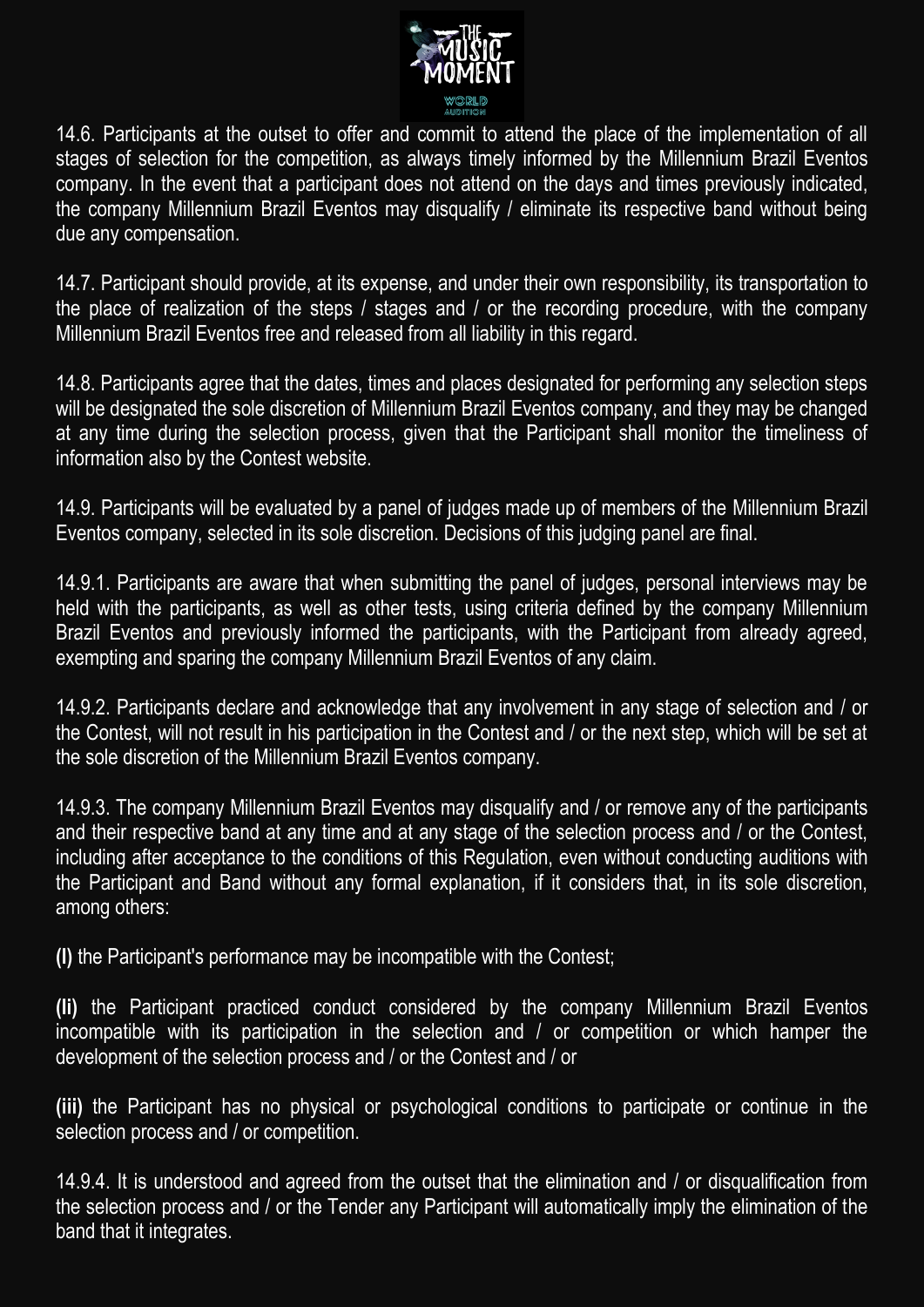14.6. Participants at the outset to offer and commit to attend the place of the implementation of all stages of selection for the competition, as always timely informed by the Millennium Brazil Eventos company. In the event that a participant does not attend on the days and times previously indicated, the company Millennium Brazil Eventos may disqualify / eliminate its respective band without being due any compensation.

14.7. Participant should provide, at its expense, and under their own responsibility, its transportation to the place of realization of the steps / stages and / or the recording procedure, with the company Millennium Brazil Eventos free and released from all liability in this regard.

14.8. Participants agree that the dates, times and places designated for performing any selection steps will be designated the sole discretion of Millennium Brazil Eventos company, and they may be changed at any time during the selection process, given that the Participant shall monitor the timeliness of information also by the Contest website.

14.9. Participants will be evaluated by a panel of judges made up of members of the Millennium Brazil Eventos company, selected in its sole discretion. Decisions of this judging panel are final.

14.9.1. Participants are aware that when submitting the panel of judges, personal interviews may be held with the participants, as well as other tests, using criteria defined by the company Millennium Brazil Eventos and previously informed the participants, with the Participant from already agreed, exempting and sparing the company Millennium Brazil Eventos of any claim.

14.9.2. Participants declare and acknowledge that any involvement in any stage of selection and / or the Contest, will not result in his participation in the Contest and / or the next step, which will be set at the sole discretion of the Millennium Brazil Eventos company.

14.9.3. The company Millennium Brazil Eventos may disqualify and / or remove any of the participants and their respective band at any time and at any stage of the selection process and / or the Contest, including after acceptance to the conditions of this Regulation, even without conducting auditions with the Participant and Band without any formal explanation, if it considers that, in its sole discretion, among others:

**(I)** the Participant's performance may be incompatible with the Contest;

**(Ii)** the Participant practiced conduct considered by the company Millennium Brazil Eventos incompatible with its participation in the selection and / or competition or which hamper the development of the selection process and / or the Contest and / or

**(iii)** the Participant has no physical or psychological conditions to participate or continue in the selection process and / or competition.

14.9.4. It is understood and agreed from the outset that the elimination and / or disqualification from the selection process and / or the Tender any Participant will automatically imply the elimination of the band that it integrates.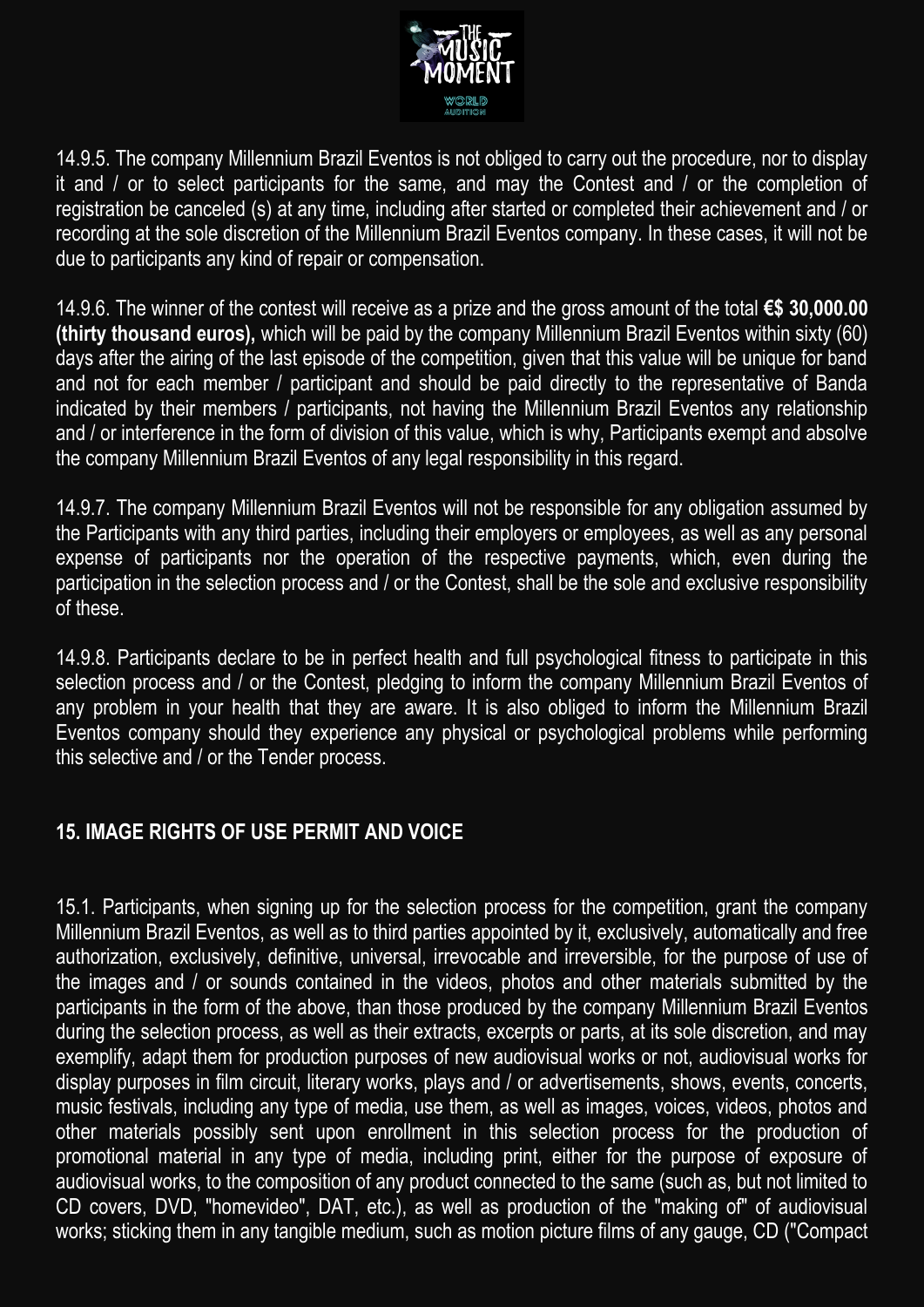14.9.5. The company Millennium Brazil Eventos is not obliged to carry out the procedure, nor to display it and / or to select participants for the same, and may the Contest and / or the completion of registration be canceled (s) at any time, including after started or completed their achievement and / or recording at the sole discretion of the Millennium Brazil Eventos company. In these cases, it will not be due to participants any kind of repair or compensation.

14.9.6. The winner of the contest will receive as a prize and the gross amount of the total **€$ 30,000.00 (thirty thousand euros),** which will be paid by the company Millennium Brazil Eventos within sixty (60) days after the airing of the last episode of the competition, given that this value will be unique for band and not for each member / participant and should be paid directly to the representative of Banda indicated by their members / participants, not having the Millennium Brazil Eventos any relationship and / or interference in the form of division of this value, which is why, Participants exempt and absolve the company Millennium Brazil Eventos of any legal responsibility in this regard.

14.9.7. The company Millennium Brazil Eventos will not be responsible for any obligation assumed by the Participants with any third parties, including their employers or employees, as well as any personal expense of participants nor the operation of the respective payments, which, even during the participation in the selection process and / or the Contest, shall be the sole and exclusive responsibility of these.

14.9.8. Participants declare to be in perfect health and full psychological fitness to participate in this selection process and / or the Contest, pledging to inform the company Millennium Brazil Eventos of any problem in your health that they are aware. It is also obliged to inform the Millennium Brazil Eventos company should they experience any physical or psychological problems while performing this selective and / or the Tender process.

## 15. IMAGE RIGHTS OF USE PERMIT AND VOICE

15.1. Participants, when signing up for the selection process for the competition, grant the company Millennium Brazil Eventos, as well as to third parties appointed by it, exclusively, automatically and free authorization, exclusively, definitive, universal, irrevocable and irreversible, for the purpose of use of the images and / or sounds contained in the videos, photos and other materials submitted by the participants in the form of the above, than those produced by the company Millennium Brazil Eventos during the selection process, as well as their extracts, excerpts or parts, at its sole discretion, and may exemplify, adapt them for production purposes of new audiovisual works or not, audiovisual works for display purposes in film circuit, literary works, plays and / or advertisements, shows, events, concerts, music festivals, including any type of media, use them, as well as images, voices, videos, photos and other materials possibly sent upon enrollment in this selection process for the production of promotional material in any type of media, including print, either for the purpose of exposure of audiovisual works, to the composition of any product connected to the same (such as, but not limited to CD covers, DVD, "homevideo", DAT, etc.), as well as production of the "making of" of audiovisual works; sticking them in any tangible medium, such as motion picture films of any gauge, CD ("Compact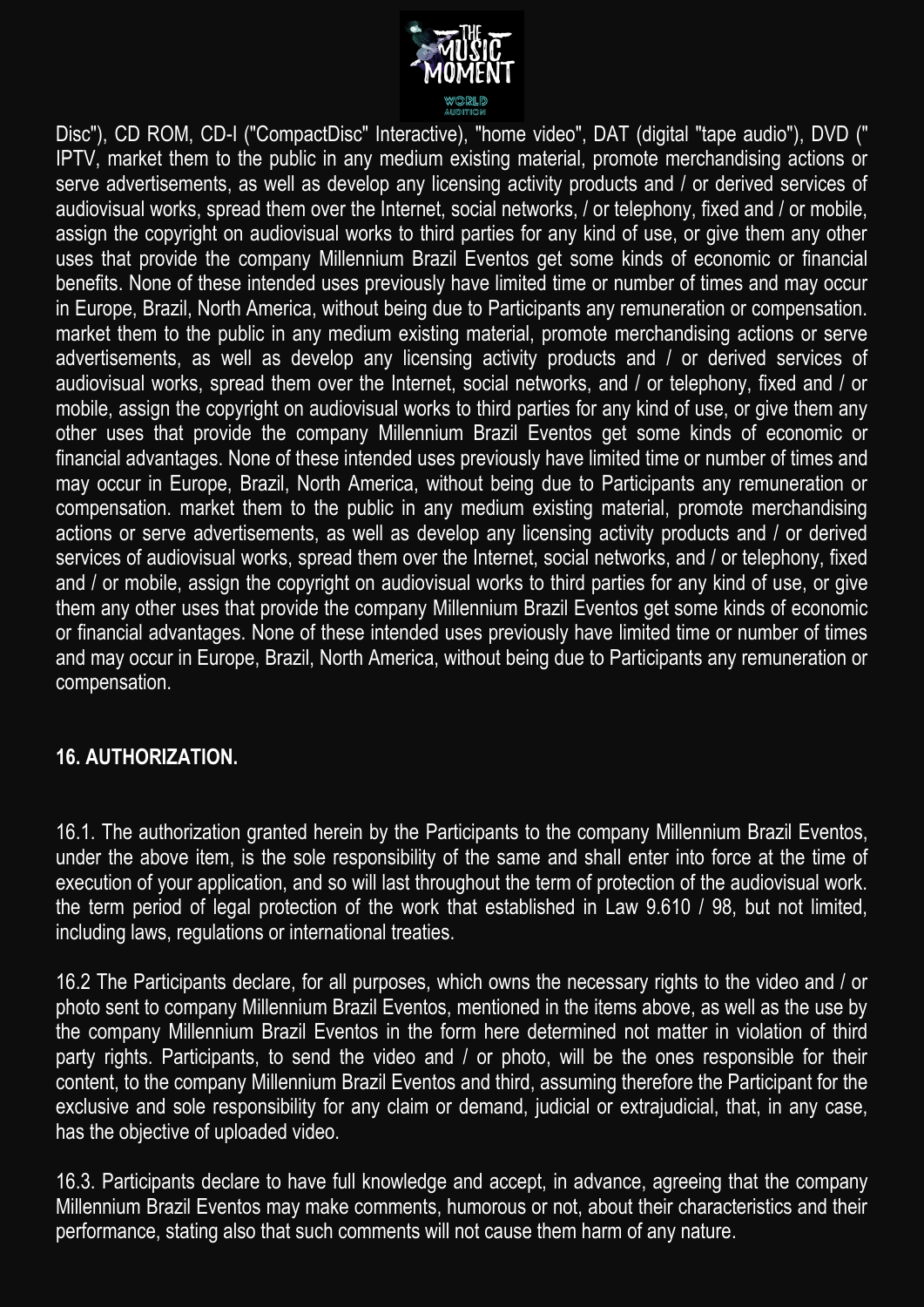Disc"), CD ROM, CD-I ("CompactDisc" Interactive), "home video", DAT (digital "tape audio"), DVD (" IPTV, market them to the public in any medium existing material, promote merchandising actions or serve advertisements, as well as develop any licensing activity products and / or derived services of audiovisual works, spread them over the Internet, social networks, / or telephony, fixed and / or mobile, assign the copyright on audiovisual works to third parties for any kind of use, or give them any other uses that provide the company Millennium Brazil Eventos get some kinds of economic or financial benefits. None of these intended uses previously have limited time or number of times and may occur in Europe, Brazil, North America, without being due to Participants any remuneration or compensation. market them to the public in any medium existing material, promote merchandising actions or serve advertisements, as well as develop any licensing activity products and / or derived services of audiovisual works, spread them over the Internet, social networks, and / or telephony, fixed and / or mobile, assign the copyright on audiovisual works to third parties for any kind of use, or give them any other uses that provide the company Millennium Brazil Eventos get some kinds of economic or financial advantages. None of these intended uses previously have limited time or number of times and may occur in Europe, Brazil, North America, without being due to Participants any remuneration or compensation. market them to the public in any medium existing material, promote merchandising actions or serve advertisements, as well as develop any licensing activity products and / or derived services of audiovisual works, spread them over the Internet, social networks, and / or telephony, fixed and / or mobile, assign the copyright on audiovisual works to third parties for any kind of use, or give them any other uses that provide the company Millennium Brazil Eventos get some kinds of economic or financial advantages. None of these intended uses previously have limited time or number of times and may occur in Europe, Brazil, North America, without being due to Participants any remuneration or compensation.

## 16. AUTHORIZATION.

16.1. The authorization granted herein by the Participants to the company Millennium Brazil Eventos, under the above item, is the sole responsibility of the same and shall enter into force at the time of execution of your application, and so will last throughout the term of protection of the audiovisual work. the term period of legal protection of the work that established in Law 9.610 / 98, but not limited, including laws, regulations or international treaties.

16.2 The Participants declare, for all purposes, which owns the necessary rights to the video and / or photo sent to company Millennium Brazil Eventos, mentioned in the items above, as well as the use by the company Millennium Brazil Eventos in the form here determined not matter in violation of third party rights. Participants, to send the video and / or photo, will be the ones responsible for their content, to the company Millennium Brazil Eventos and third, assuming therefore the Participant for the exclusive and sole responsibility for any claim or demand, judicial or extrajudicial, that, in any case, has the objective of uploaded video.

16.3. Participants declare to have full knowledge and accept, in advance, agreeing that the company Millennium Brazil Eventos may make comments, humorous or not, about their characteristics and their performance, stating also that such comments will not cause them harm of any nature.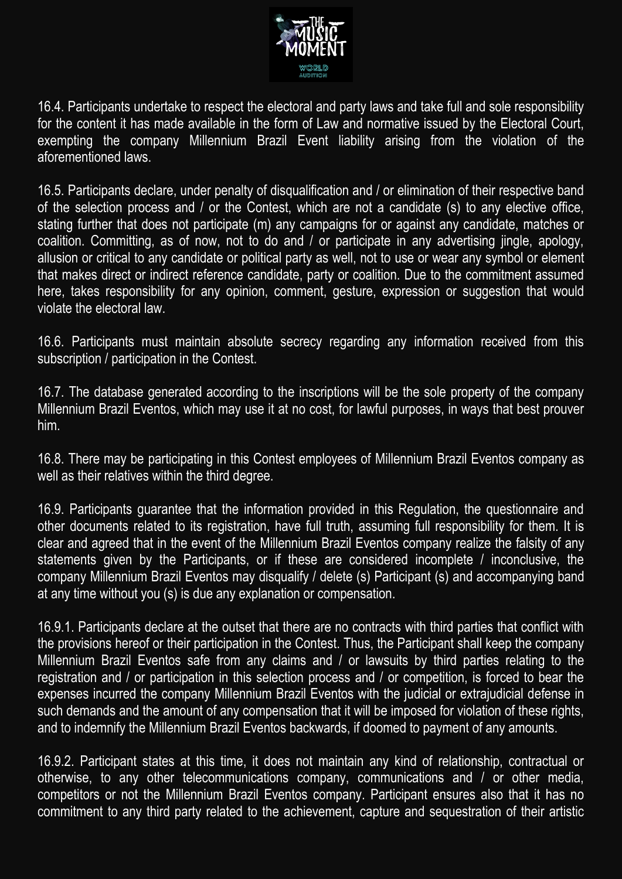16.4. Participants undertake to respect the electoral and party laws and take full and sole responsibility for the content it has made available in the form of Law and normative issued by the Electoral Court, exempting the company Millennium Brazil Event liability arising from the violation of the aforementioned laws.

16.5. Participants declare, under penalty of disqualification and / or elimination of their respective band of the selection process and / or the Contest, which are not a candidate (s) to any elective office, stating further that does not participate (m) any campaigns for or against any candidate, matches or coalition. Committing, as of now, not to do and / or participate in any advertising jingle, apology, allusion or critical to any candidate or political party as well, not to use or wear any symbol or element that makes direct or indirect reference candidate, party or coalition. Due to the commitment assumed here, takes responsibility for any opinion, comment, gesture, expression or suggestion that would violate the electoral law.

16.6. Participants must maintain absolute secrecy regarding any information received from this subscription / participation in the Contest.

16.7. The database generated according to the inscriptions will be the sole property of the company Millennium Brazil Eventos, which may use it at no cost, for lawful purposes, in ways that best prouver him.

16.8. There may be participating in this Contest employees of Millennium Brazil Eventos company as well as their relatives within the third degree.

16.9. Participants guarantee that the information provided in this Regulation, the questionnaire and other documents related to its registration, have full truth, assuming full responsibility for them. It is clear and agreed that in the event of the Millennium Brazil Eventos company realize the falsity of any statements given by the Participants, or if these are considered incomplete / inconclusive, the company Millennium Brazil Eventos may disqualify / delete (s) Participant (s) and accompanying band at any time without you (s) is due any explanation or compensation.

16.9.1. Participants declare at the outset that there are no contracts with third parties that conflict with the provisions hereof or their participation in the Contest. Thus, the Participant shall keep the company Millennium Brazil Eventos safe from any claims and / or lawsuits by third parties relating to the registration and / or participation in this selection process and / or competition, is forced to bear the expenses incurred the company Millennium Brazil Eventos with the judicial or extrajudicial defense in such demands and the amount of any compensation that it will be imposed for violation of these rights, and to indemnify the Millennium Brazil Eventos backwards, if doomed to payment of any amounts.

16.9.2. Participant states at this time, it does not maintain any kind of relationship, contractual or otherwise, to any other telecommunications company, communications and / or other media, competitors or not the Millennium Brazil Eventos company. Participant ensures also that it has no commitment to any third party related to the achievement, capture and sequestration of their artistic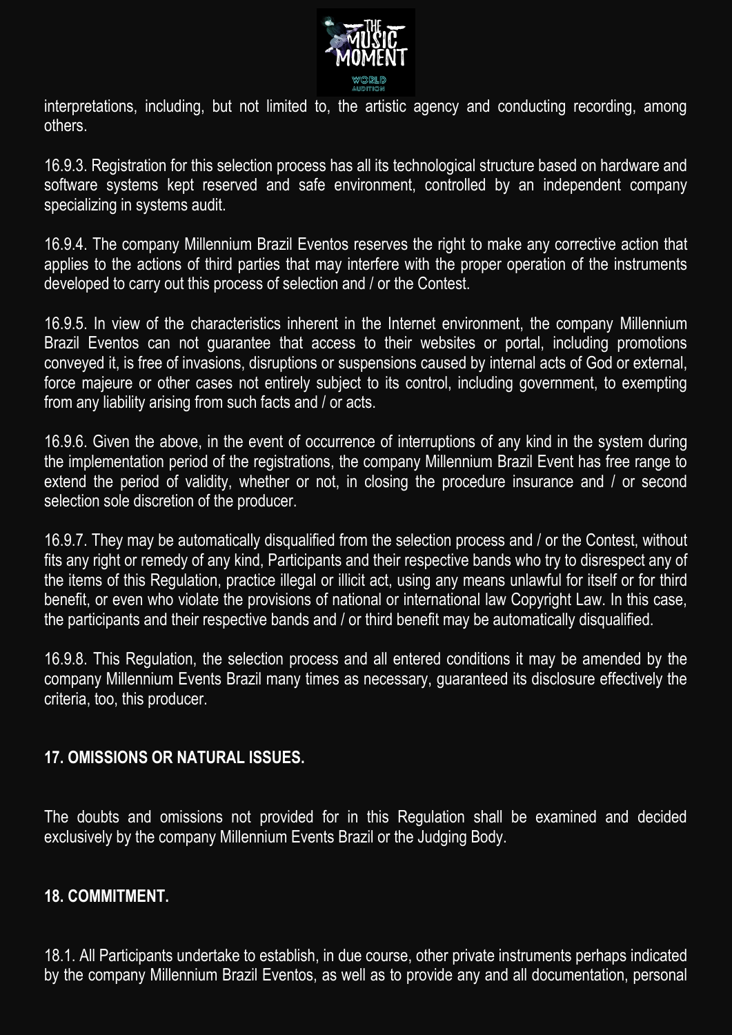interpretations, including, but not limited to, the artistic agency and conducting recording, among others.

16.9.3. Registration for this selection process has all its technological structure based on hardware and software systems kept reserved and safe environment, controlled by an independent company specializing in systems audit.

16.9.4. The company Millennium Brazil Eventos reserves the right to make any corrective action that applies to the actions of third parties that may interfere with the proper operation of the instruments developed to carry out this process of selection and / or the Contest.

16.9.5. In view of the characteristics inherent in the Internet environment, the company Millennium Brazil Eventos can not guarantee that access to their websites or portal, including promotions conveyed it, is free of invasions, disruptions or suspensions caused by internal acts of God or external, force majeure or other cases not entirely subject to its control, including government, to exempting from any liability arising from such facts and / or acts.

16.9.6. Given the above, in the event of occurrence of interruptions of any kind in the system during the implementation period of the registrations, the company Millennium Brazil Event has free range to extend the period of validity, whether or not, in closing the procedure insurance and / or second selection sole discretion of the producer.

16.9.7. They may be automatically disqualified from the selection process and / or the Contest, without fits any right or remedy of any kind, Participants and their respective bands who try to disrespect any of the items of this Regulation, practice illegal or illicit act, using any means unlawful for itself or for third benefit, or even who violate the provisions of national or international law Copyright Law. In this case, the participants and their respective bands and / or third benefit may be automatically disqualified.

16.9.8. This Regulation, the selection process and all entered conditions it may be amended by the company Millennium Events Brazil many times as necessary, guaranteed its disclosure effectively the criteria, too, this producer.

## 17. OMISSIONS OR NATURAL ISSUES.

The doubts and omissions not provided for in this Regulation shall be examined and decided exclusively by the company Millennium Events Brazil or the Judging Body.

## 18. COMMITMENT.

18.1. All Participants undertake to establish, in due course, other private instruments perhaps indicated by the company Millennium Brazil Eventos, as well as to provide any and all documentation, personal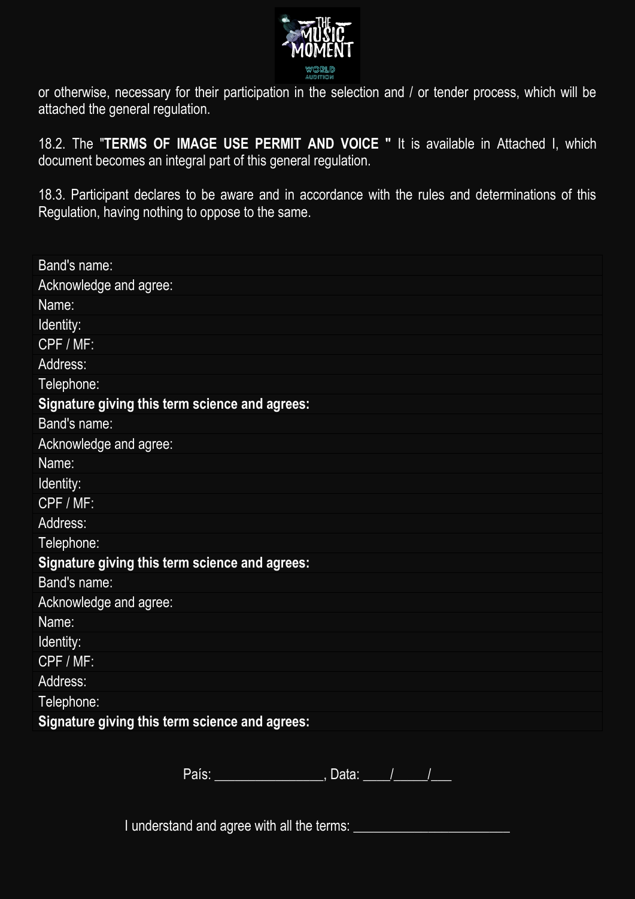or otherwise, necessary for their participation in the selection and / or tender process, which will be attached the general regulation.

18.2. The "**TERMS OF IMAGE USE PERMIT AND VOICE "** It is available in Attached I, which document becomes an integral part of this general regulation.

18.3. Participant declares to be aware and in accordance with the rules and determinations of this Regulation, having nothing to oppose to the same.

| Band's name: |
|---|
| Acknowledge and agree: |
| Name: |
| Identity: |
| CPF / MF: |
| Address: |
| Telephone: |
| **Signature giving this term science and agrees:** |
| Band's name: |
| Acknowledge and agree: |
| Name: |
| Identity: |
| CPF / MF: |
| Address: |
| Telephone: |
| **Signature giving this term science and agrees:** |
| Band's name: |
| Acknowledge and agree: |
| Name: |
| Identity: |
| CPF / MF: |
| Address: |
| Telephone: |
| **Signature giving this term science and agrees:** |

País: _______________, Data: ____/_____/___

I understand and agree with all the terms: ______________________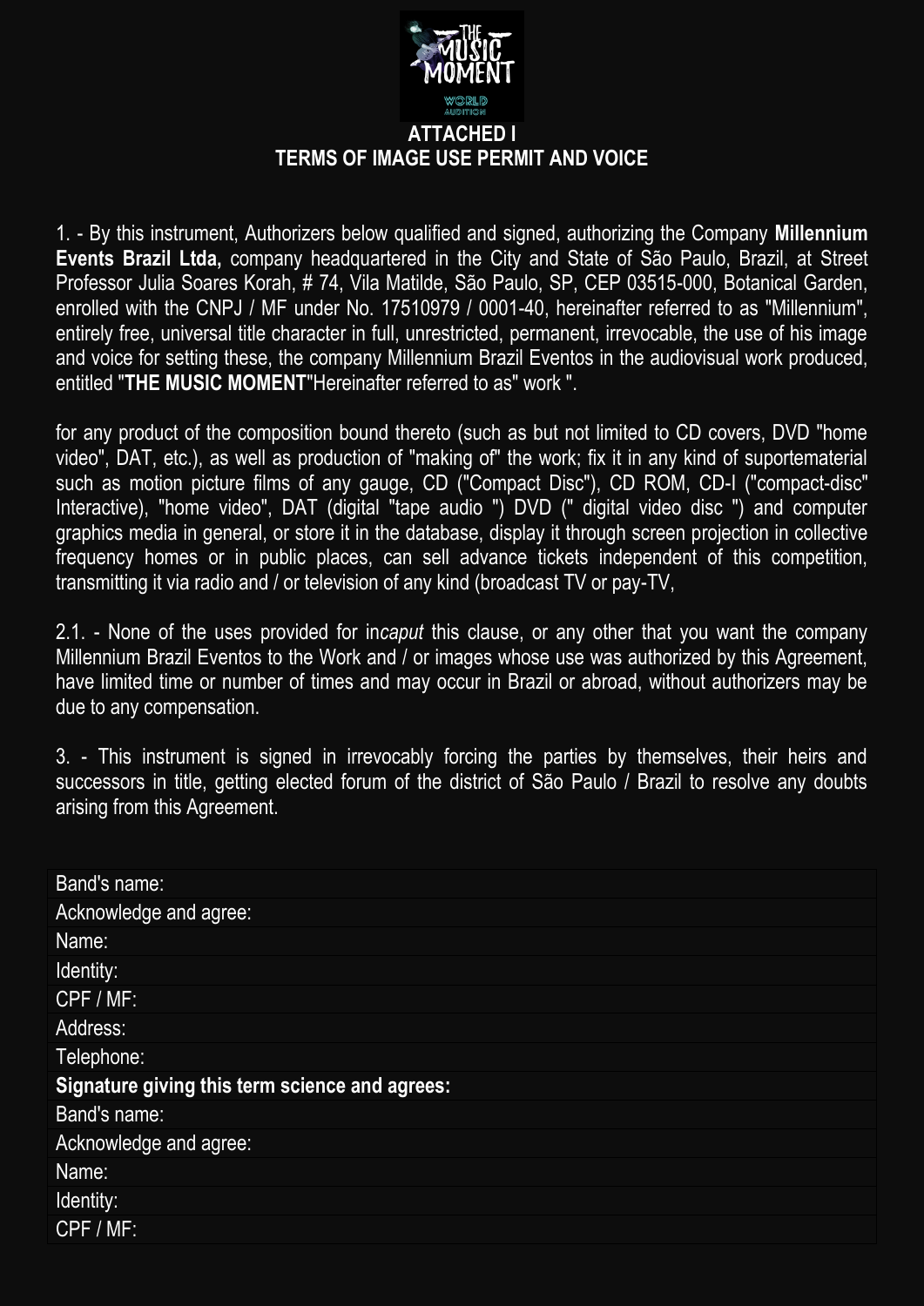## ATTACHED I
## TERMS OF IMAGE USE PERMIT AND VOICE

1. - By this instrument, Authorizers below qualified and signed, authorizing the Company **Millennium Events Brazil Ltda,** company headquartered in the City and State of São Paulo, Brazil, at Street Professor Julia Soares Korah, # 74, Vila Matilde, São Paulo, SP, CEP 03515-000, Botanical Garden, enrolled with the CNPJ / MF under No. 17510979 / 0001-40, hereinafter referred to as "Millennium", entirely free, universal title character in full, unrestricted, permanent, irrevocable, the use of his image and voice for setting these, the company Millennium Brazil Eventos in the audiovisual work produced, entitled "**THE MUSIC MOMENT**"Hereinafter referred to as" work ".

for any product of the composition bound thereto (such as but not limited to CD covers, DVD "home video", DAT, etc.), as well as production of "making of" the work; fix it in any kind of suportematerial such as motion picture films of any gauge, CD ("Compact Disc"), CD ROM, CD-I ("compact-disc" Interactive), "home video", DAT (digital "tape audio ") DVD (" digital video disc ") and computer graphics media in general, or store it in the database, display it through screen projection in collective frequency homes or in public places, can sell advance tickets independent of this competition, transmitting it via radio and / or television of any kind (broadcast TV or pay-TV,

2.1. - None of the uses provided for in*caput* this clause, or any other that you want the company Millennium Brazil Eventos to the Work and / or images whose use was authorized by this Agreement, have limited time or number of times and may occur in Brazil or abroad, without authorizers may be due to any compensation.

3. - This instrument is signed in irrevocably forcing the parties by themselves, their heirs and successors in title, getting elected forum of the district of São Paulo / Brazil to resolve any doubts arising from this Agreement.

| Band's name: |
|---|
| Acknowledge and agree: |
| Name: |
| Identity: |
| CPF / MF: |
| Address: |
| Telephone: |
| **Signature giving this term science and agrees:** |
| Band's name: |
| Acknowledge and agree: |
| Name: |
| Identity: |
| CPF / MF: |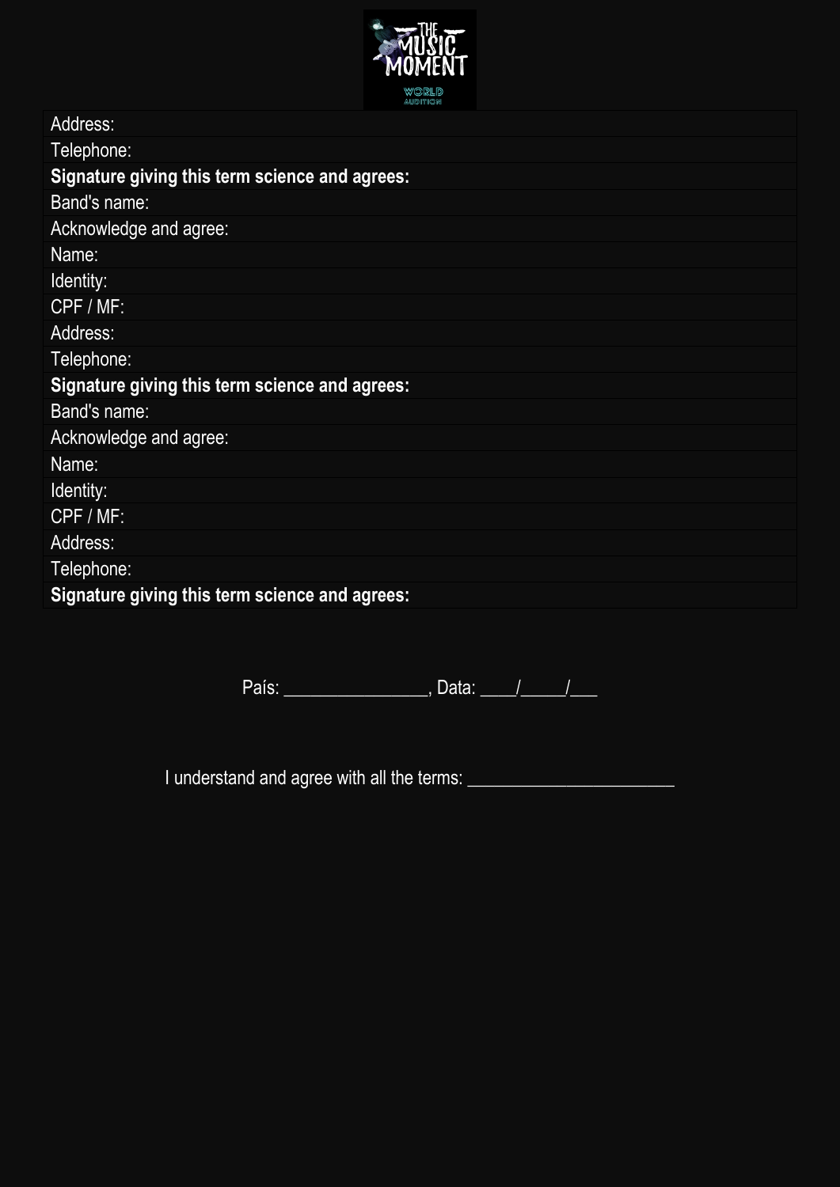| |
|---|
| Address: |
| Telephone: |
| **Signature giving this term science and agrees:** |
| Band's name: |
| Acknowledge and agree: |
| Name: |
| Identity: |
| CPF / MF: |
| Address: |
| Telephone: |
| **Signature giving this term science and agrees:** |
| Band's name: |
| Acknowledge and agree: |
| Name: |
| Identity: |
| CPF / MF: |
| Address: |
| Telephone: |
| **Signature giving this term science and agrees:** |

País: _______________, Data: ____/_____/___

I understand and agree with all the terms: ______________________